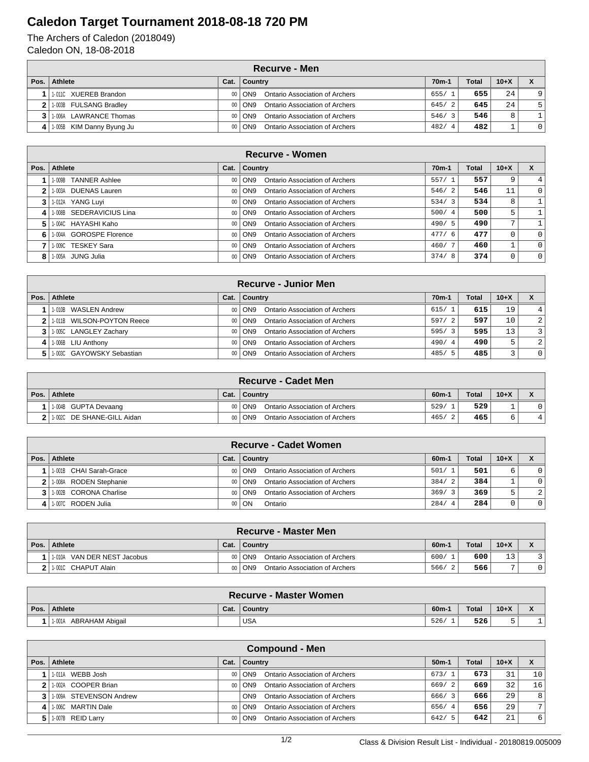# Caledon Target Tournament 2018-08-18 720 PM

The Archers of Caledon (2018049)
Caledon ON, 18-08-2018

| Recurve - Men | | | | | | | |
|---|---|---|---|---|---|---|---|
| Pos. | Athlete | Cat. | Country | 70m-1 | Total | 10+X | X |
| 1 | 1-011C XUEREB Brandon | 00 | ON9 Ontario Association of Archers | 655/ 1 | 655 | 24 | 9 |
| 2 | 1-003B FULSANG Bradley | 00 | ON9 Ontario Association of Archers | 645/ 2 | 645 | 24 | 5 |
| 3 | 1-006A LAWRANCE Thomas | 00 | ON9 Ontario Association of Archers | 546/ 3 | 546 | 8 | 1 |
| 4 | 1-005B KIM Danny Byung Ju | 00 | ON9 Ontario Association of Archers | 482/ 4 | 482 | 1 | 0 |

| Recurve - Women | | | | | | | |
|---|---|---|---|---|---|---|---|
| Pos. | Athlete | Cat. | Country | 70m-1 | Total | 10+X | X |
| 1 | 1-009B TANNER Ashlee | 00 | ON9 Ontario Association of Archers | 557/ 1 | 557 | 9 | 4 |
| 2 | 1-003A DUENAS Lauren | 00 | ON9 Ontario Association of Archers | 546/ 2 | 546 | 11 | 0 |
| 3 | 1-012A YANG Luyi | 00 | ON9 Ontario Association of Archers | 534/ 3 | 534 | 8 | 1 |
| 4 | 1-008B SEDERAVICIUS Lina | 00 | ON9 Ontario Association of Archers | 500/ 4 | 500 | 5 | 1 |
| 5 | 1-004C HAYASHI Kaho | 00 | ON9 Ontario Association of Archers | 490/ 5 | 490 | 7 | 1 |
| 6 | 1-004A GOROSPE Florence | 00 | ON9 Ontario Association of Archers | 477/ 6 | 477 | 0 | 0 |
| 7 | 1-009C TESKEY Sara | 00 | ON9 Ontario Association of Archers | 460/ 7 | 460 | 1 | 0 |
| 8 | 1-005A JUNG Julia | 00 | ON9 Ontario Association of Archers | 374/ 8 | 374 | 0 | 0 |

| Recurve - Junior Men | | | | | | | |
|---|---|---|---|---|---|---|---|
| Pos. | Athlete | Cat. | Country | 70m-1 | Total | 10+X | X |
| 1 | 1-010B WASLEN Andrew | 00 | ON9 Ontario Association of Archers | 615/ 1 | 615 | 19 | 4 |
| 2 | 1-011B WILSON-POYTON Reece | 00 | ON9 Ontario Association of Archers | 597/ 2 | 597 | 10 | 2 |
| 3 | 1-005C LANGLEY Zachary | 00 | ON9 Ontario Association of Archers | 595/ 3 | 595 | 13 | 3 |
| 4 | 1-006B LIU Anthony | 00 | ON9 Ontario Association of Archers | 490/ 4 | 490 | 5 | 2 |
| 5 | 1-003C GAYOWSKY Sebastian | 00 | ON9 Ontario Association of Archers | 485/ 5 | 485 | 3 | 0 |

| Recurve - Cadet Men | | | | | | | |
|---|---|---|---|---|---|---|---|
| Pos. | Athlete | Cat. | Country | 60m-1 | Total | 10+X | X |
| 1 | 1-004B GUPTA Devaang | 00 | ON9 Ontario Association of Archers | 529/ 1 | 529 | 1 | 0 |
| 2 | 1-002C DE SHANE-GILL Aidan | 00 | ON9 Ontario Association of Archers | 465/ 2 | 465 | 6 | 4 |

| Recurve - Cadet Women | | | | | | | |
|---|---|---|---|---|---|---|---|
| Pos. | Athlete | Cat. | Country | 60m-1 | Total | 10+X | X |
| 1 | 1-001B CHAI Sarah-Grace | 00 | ON9 Ontario Association of Archers | 501/ 1 | 501 | 6 | 0 |
| 2 | 1-008A RODEN Stephanie | 00 | ON9 Ontario Association of Archers | 384/ 2 | 384 | 1 | 0 |
| 3 | 1-002B CORONA Charlise | 00 | ON9 Ontario Association of Archers | 369/ 3 | 369 | 5 | 2 |
| 4 | 1-007C RODEN Julia | 00 | ON Ontario | 284/ 4 | 284 | 0 | 0 |

| Recurve - Master Men | | | | | | | |
|---|---|---|---|---|---|---|---|
| Pos. | Athlete | Cat. | Country | 60m-1 | Total | 10+X | X |
| 1 | 1-010A VAN DER NEST Jacobus | 00 | ON9 Ontario Association of Archers | 600/ 1 | 600 | 13 | 3 |
| 2 | 1-001C CHAPUT Alain | 00 | ON9 Ontario Association of Archers | 566/ 2 | 566 | 7 | 0 |

| Recurve - Master Women | | | | | | | |
|---|---|---|---|---|---|---|---|
| Pos. | Athlete | Cat. | Country | 60m-1 | Total | 10+X | X |
| 1 | 1-001A ABRAHAM Abigail | | USA | 526/ 1 | 526 | 5 | 1 |

| Compound - Men | | | | | | | |
|---|---|---|---|---|---|---|---|
| Pos. | Athlete | Cat. | Country | 50m-1 | Total | 10+X | X |
| 1 | 1-011A WEBB Josh | 00 | ON9 Ontario Association of Archers | 673/ 1 | 673 | 31 | 10 |
| 2 | 1-002A COOPER Brian | 00 | ON9 Ontario Association of Archers | 669/ 2 | 669 | 32 | 16 |
| 3 | 1-009A STEVENSON Andrew | | ON9 Ontario Association of Archers | 666/ 3 | 666 | 29 | 8 |
| 4 | 1-006C MARTIN Dale | 00 | ON9 Ontario Association of Archers | 656/ 4 | 656 | 29 | 7 |
| 5 | 1-007B REID Larry | 00 | ON9 Ontario Association of Archers | 642/ 5 | 642 | 21 | 6 |

Class & Division Result List - Individual - 20180819.005009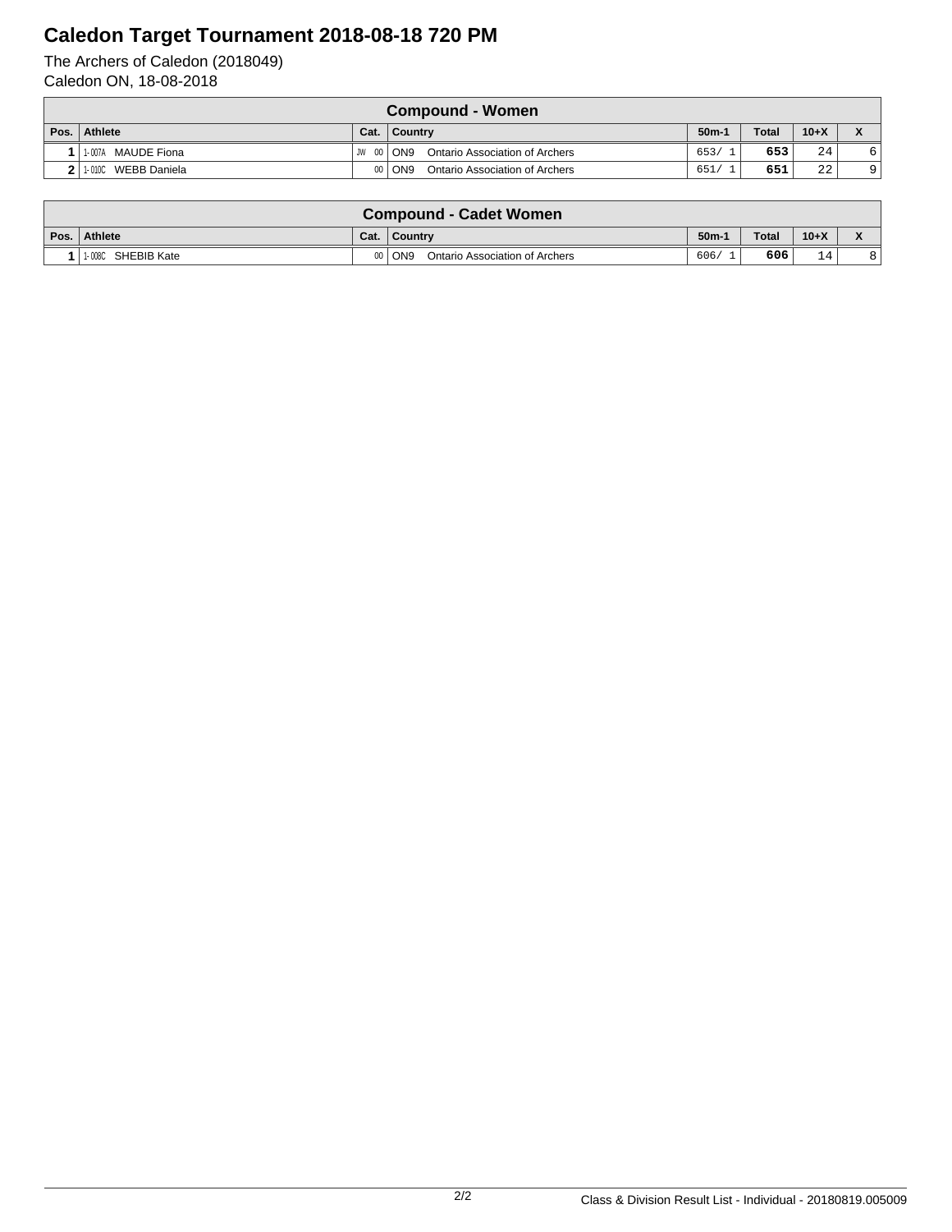# Caledon Target Tournament 2018-08-18 720 PM

The Archers of Caledon (2018049)
Caledon ON, 18-08-2018

| Compound - Women | | | | | | | |
|---|---|---|---|---|---|---|---|
| Pos. | Athlete | Cat. | Country | 50m-1 | Total | 10+X | X |
| 1 | 1-007A MAUDE Fiona | JW 00 | ON9 Ontario Association of Archers | 653/ 1 | **653** | 24 | 6 |
| 2 | 1-010C WEBB Daniela | 00 | ON9 Ontario Association of Archers | 651/ 1 | **651** | 22 | 9 |

| Compound - Cadet Women | | | | | | | |
|---|---|---|---|---|---|---|---|
| Pos. | Athlete | Cat. | Country | 50m-1 | Total | 10+X | X |
| 1 | 1-008C SHEBIB Kate | 00 | ON9 Ontario Association of Archers | 606/ 1 | **606** | 14 | 8 |

Class & Division Result List - Individual - 20180819.005009